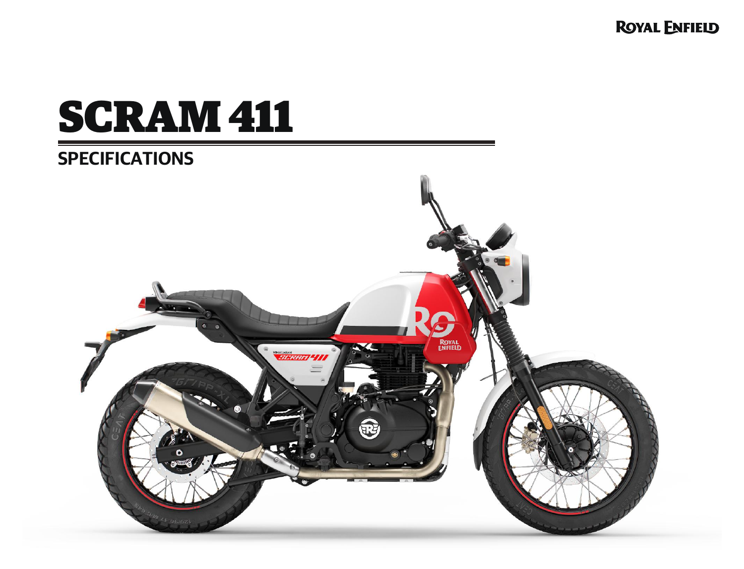ROYAL ENFIELD

# SCRAM 411

## SPECIFICATIONS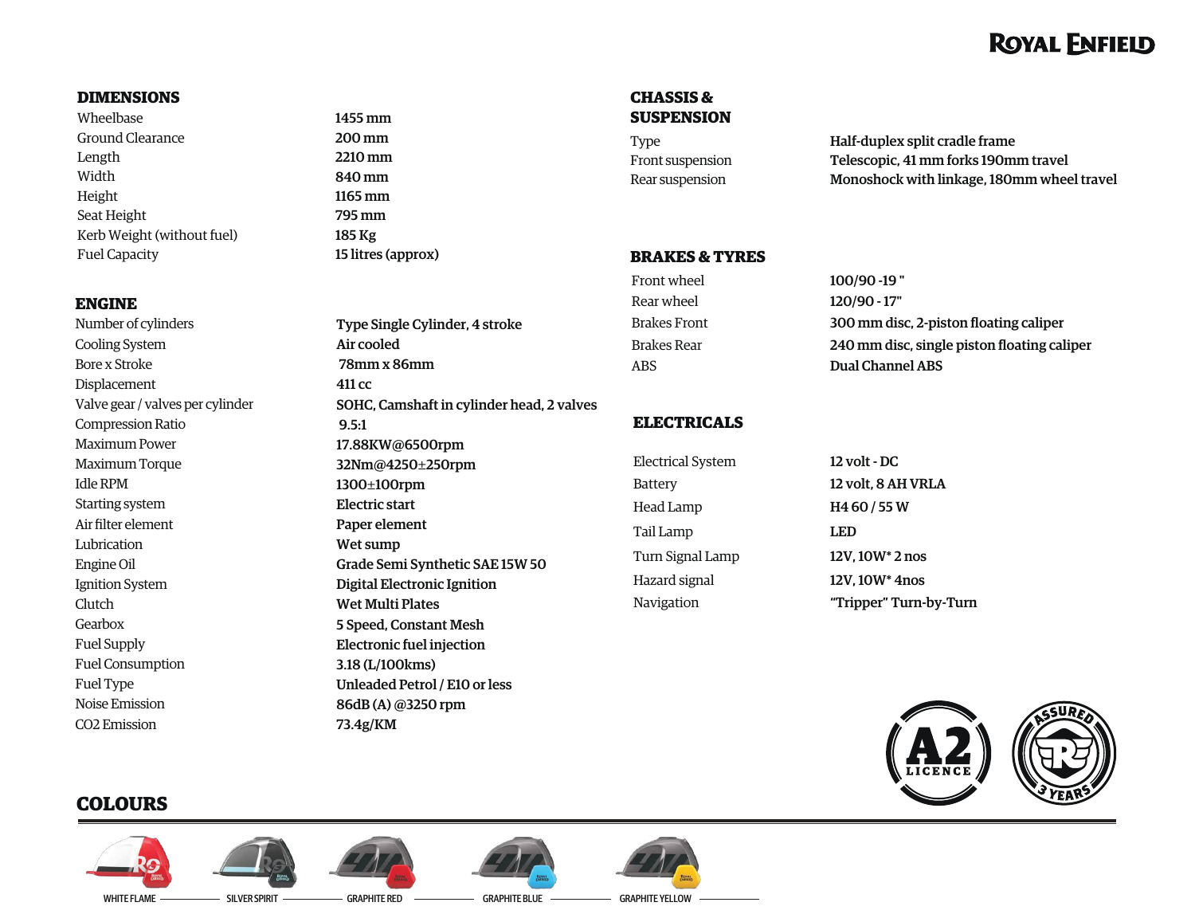## DIMENSIONS

| | |
|---|---|
| Wheelbase | 1455 mm |
| Ground Clearance | 200 mm |
| Length | 2210 mm |
| Width | 840 mm |
| Height | 1165 mm |
| Seat Height | 795 mm |
| Kerb Weight (without fuel) | 185 Kg |
| Fuel Capacity | 15 litres (approx) |

## ENGINE

| | |
|---|---|
| Number of cylinders | Type Single Cylinder, 4 stroke |
| Cooling System | Air cooled |
| Bore x Stroke | 78mm x 86mm |
| Displacement | 411 cc |
| Valve gear / valves per cylinder | SOHC, Camshaft in cylinder head, 2 valves |
| Compression Ratio | 9.5:1 |
| Maximum Power | 17.88KW@6500rpm |
| Maximum Torque | 32Nm@4250±250rpm |
| Idle RPM | 1300±100rpm |
| Starting system | Electric start |
| Air filter element | Paper element |
| Lubrication | Wet sump |
| Engine Oil | Grade Semi Synthetic SAE 15W 50 |
| Ignition System | Digital Electronic Ignition |
| Clutch | Wet Multi Plates |
| Gearbox | 5 Speed, Constant Mesh |
| Fuel Supply | Electronic fuel injection |
| Fuel Consumption | 3.18 (L/100kms) |
| Fuel Type | Unleaded Petrol / E10 or less |
| Noise Emission | 86dB (A) @3250 rpm |
| CO2 Emission | 73.4g/KM |

## CHASSIS & SUSPENSION

| | |
|---|---|
| Type | Half-duplex split cradle frame |
| Front suspension | Telescopic, 41 mm forks 190mm travel |
| Rear suspension | Monoshock with linkage, 180mm wheel travel |

## BRAKES & TYRES

| | |
|---|---|
| Front wheel | 100/90 -19 " |
| Rear wheel | 120/90 - 17" |
| Brakes Front | 300 mm disc, 2-piston floating caliper |
| Brakes Rear | 240 mm disc, single piston floating caliper |
| ABS | Dual Channel ABS |

## ELECTRICALS

| | |
|---|---|
| Electrical System | 12 volt - DC |
| Battery | 12 volt, 8 AH VRLA |
| Head Lamp | H4 60 / 55 W |
| Tail Lamp | LED |
| Turn Signal Lamp | 12V, 10W* 2 nos |
| Hazard signal | 12V, 10W* 4nos |
| Navigation | "Tripper" Turn-by-Turn |

A2 LICENCE

ASSURED 3 YEARS

## COLOURS

WHITE FLAME — SILVER SPIRIT — GRAPHITE RED — GRAPHITE BLUE — GRAPHITE YELLOW